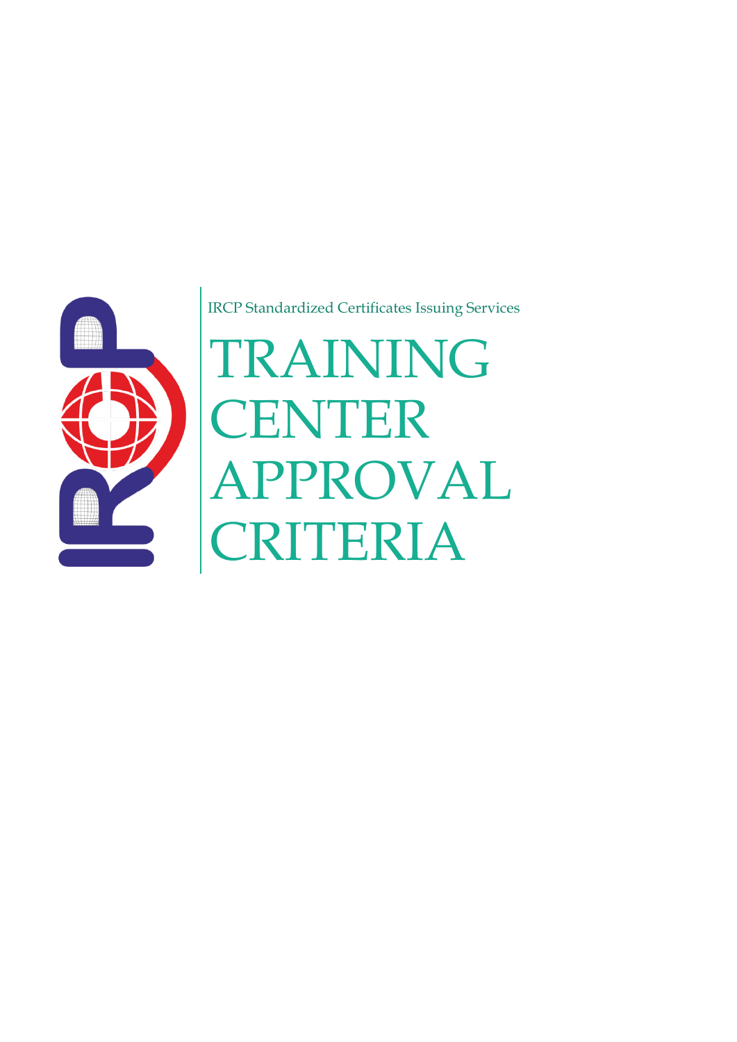IRCP Standardized Certificates Issuing Services

# TRAINING CENTER APPROVAL CRITERIA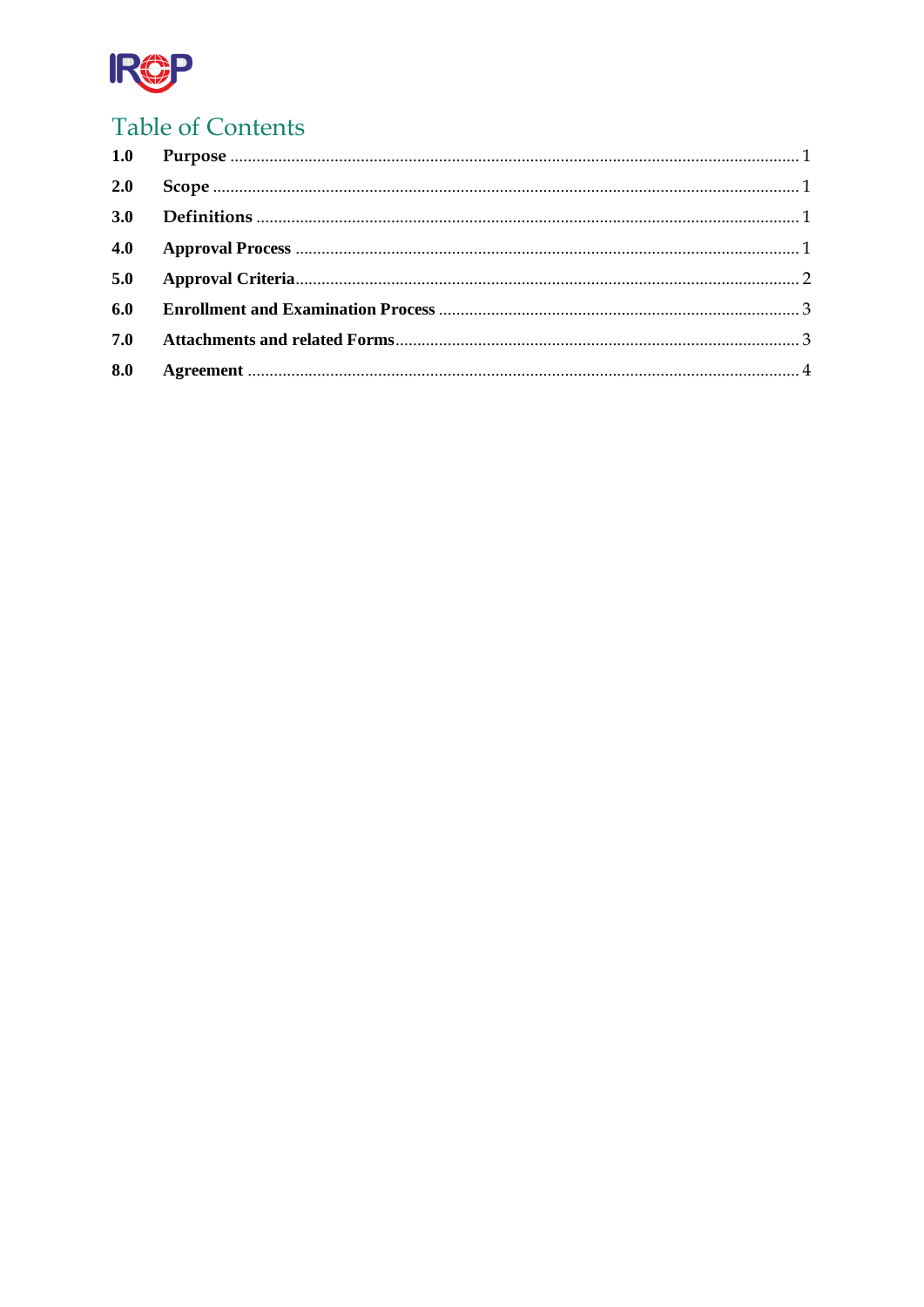# Table of Contents

| | | |
|---|---|---|
| **1.0** | **Purpose** | 1 |
| **2.0** | **Scope** | 1 |
| **3.0** | **Definitions** | 1 |
| **4.0** | **Approval Process** | 1 |
| **5.0** | **Approval Criteria** | 2 |
| **6.0** | **Enrollment and Examination Process** | 3 |
| **7.0** | **Attachments and related Forms** | 3 |
| **8.0** | **Agreement** | 4 |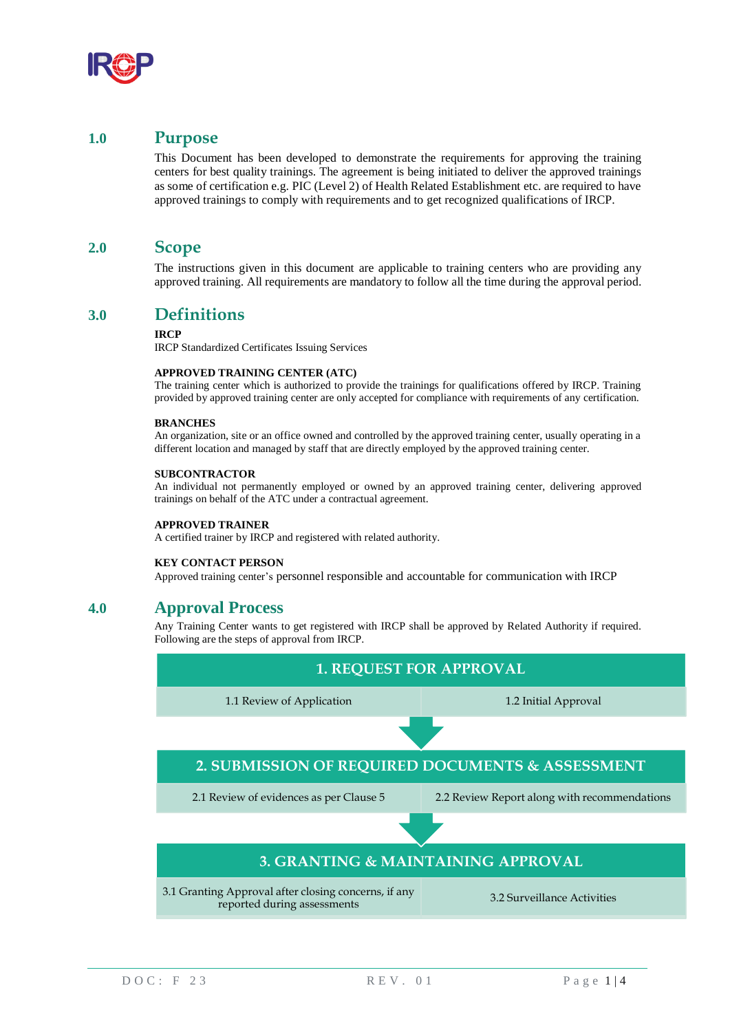## 1.0 Purpose

This Document has been developed to demonstrate the requirements for approving the training centers for best quality trainings. The agreement is being initiated to deliver the approved trainings as some of certification e.g. PIC (Level 2) of Health Related Establishment etc. are required to have approved trainings to comply with requirements and to get recognized qualifications of IRCP.

## 2.0 Scope

The instructions given in this document are applicable to training centers who are providing any approved training. All requirements are mandatory to follow all the time during the approval period.

## 3.0 Definitions

**IRCP**
IRCP Standardized Certificates Issuing Services

**APPROVED TRAINING CENTER (ATC)**
The training center which is authorized to provide the trainings for qualifications offered by IRCP. Training provided by approved training center are only accepted for compliance with requirements of any certification.

**BRANCHES**
An organization, site or an office owned and controlled by the approved training center, usually operating in a different location and managed by staff that are directly employed by the approved training center.

**SUBCONTRACTOR**
An individual not permanently employed or owned by an approved training center, delivering approved trainings on behalf of the ATC under a contractual agreement.

**APPROVED TRAINER**
A certified trainer by IRCP and registered with related authority.

**KEY CONTACT PERSON**
Approved training center's personnel responsible and accountable for communication with IRCP

## 4.0 Approval Process

Any Training Center wants to get registered with IRCP shall be approved by Related Authority if required. Following are the steps of approval from IRCP.

| 1. REQUEST FOR APPROVAL | |
|---|---|
| 1.1 Review of Application | 1.2 Initial Approval |

↓

| 2. SUBMISSION OF REQUIRED DOCUMENTS & ASSESSMENT | |
|---|---|
| 2.1 Review of evidences as per Clause 5 | 2.2 Review Report along with recommendations |

↓

| 3. GRANTING & MAINTAINING APPROVAL | |
|---|---|
| 3.1 Granting Approval after closing concerns, if any reported during assessments | 3.2 Surveillance Activities |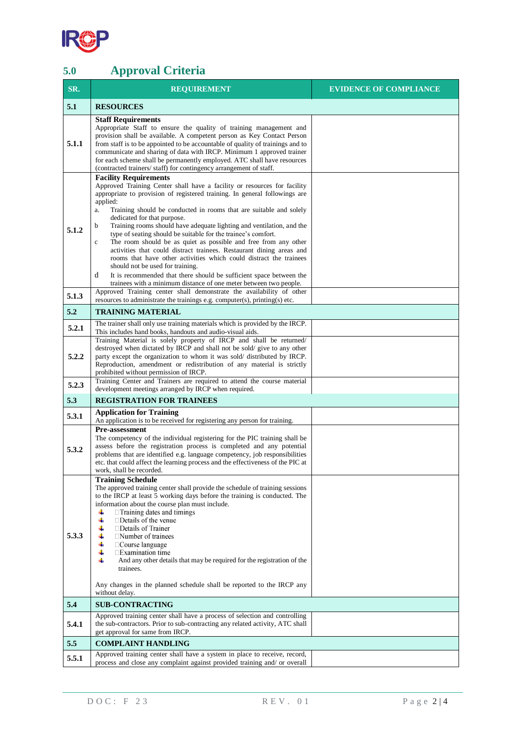## 5.0 Approval Criteria

| SR. | REQUIREMENT | EVIDENCE OF COMPLIANCE |
|---|---|---|
| **5.1** | **RESOURCES** | |
| **5.1.1** | **Staff Requirements**<br>Appropriate Staff to ensure the quality of training management and provision shall be available. A competent person as Key Contact Person from staff is to be appointed to be accountable of quality of trainings and to communicate and sharing of data with IRCP. Minimum 1 approved trainer for each scheme shall be permanently employed. ATC shall have resources (contracted trainers/ staff) for contingency arrangement of staff. | |
| **5.1.2** | **Facility Requirements**<br>Approved Training Center shall have a facility or resources for facility appropriate to provision of registered training. In general followings are applied:<br>a. Training should be conducted in rooms that are suitable and solely dedicated for that purpose.<br>b Training rooms should have adequate lighting and ventilation, and the type of seating should be suitable for the trainee's comfort.<br>c The room should be as quiet as possible and free from any other activities that could distract trainees. Restaurant dining areas and rooms that have other activities which could distract the trainees should not be used for training.<br>d It is recommended that there should be sufficient space between the trainees with a minimum distance of one meter between two people. | |
| **5.1.3** | Approved Training center shall demonstrate the availability of other resources to administrate the trainings e.g. computer(s), printing(s) etc. | |
| **5.2** | **TRAINING MATERIAL** | |
| **5.2.1** | The trainer shall only use training materials which is provided by the IRCP. This includes hand books, handouts and audio-visual aids. | |
| **5.2.2** | Training Material is solely property of IRCP and shall be returned/ destroyed when dictated by IRCP and shall not be sold/ give to any other party except the organization to whom it was sold/ distributed by IRCP. Reproduction, amendment or redistribution of any material is strictly prohibited without permission of IRCP. | |
| **5.2.3** | Training Center and Trainers are required to attend the course material development meetings arranged by IRCP when required. | |
| **5.3** | **REGISTRATION FOR TRAINEES** | |
| **5.3.1** | **Application for Training**<br>An application is to be received for registering any person for training. | |
| **5.3.2** | **Pre-assessment**<br>The competency of the individual registering for the PIC training shall be assess before the registration process is completed and any potential problems that are identified e.g. language competency, job responsibilities etc. that could affect the learning process and the effectiveness of the PIC at work, shall be recorded. | |
| **5.3.3** | **Training Schedule**<br>The approved training center shall provide the schedule of training sessions to the IRCP at least 5 working days before the training is conducted. The information about the course plan must include.<br>- Training dates and timings<br>- Details of the venue<br>- Details of Trainer<br>- Number of trainees<br>- Course language<br>- Examination time<br>- And any other details that may be required for the registration of the trainees.<br><br>Any changes in the planned schedule shall be reported to the IRCP any without delay. | |
| **5.4** | **SUB-CONTRACTING** | |
| **5.4.1** | Approved training center shall have a process of selection and controlling the sub-contractors. Prior to sub-contracting any related activity, ATC shall get approval for same from IRCP. | |
| **5.5** | **COMPLAINT HANDLING** | |
| **5.5.1** | Approved training center shall have a system in place to receive, record, process and close any complaint against provided training and/ or overall | |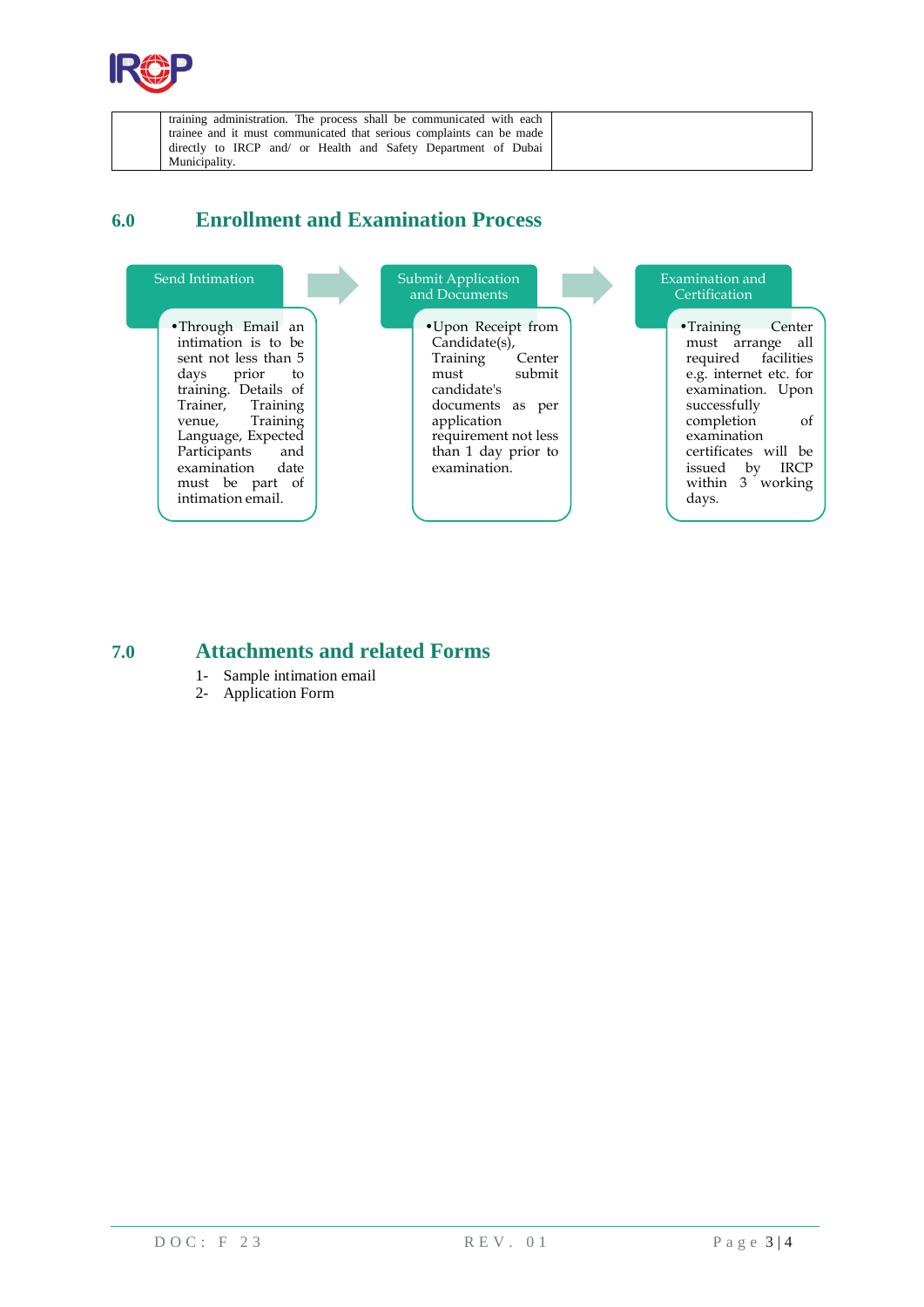| | training administration. The process shall be communicated with each trainee and it must communicated that serious complaints can be made directly to IRCP and/ or Health and Safety Department of Dubai Municipality. | |
|---|---|---|

## 6.0 Enrollment and Examination Process

**Send Intimation**

- Through Email an intimation is to be sent not less than 5 days prior to training. Details of Trainer, Training venue, Training Language, Expected Participants and examination date must be part of intimation email.

**Submit Application and Documents**

- Upon Receipt from Candidate(s), Training Center must submit candidate's documents as per application requirement not less than 1 day prior to examination.

**Examination and Certification**

- Training Center must arrange all required facilities e.g. internet etc. for examination. Upon successfully completion of examination certificates will be issued by IRCP within 3 working days.

## 7.0 Attachments and related Forms

1- Sample intimation email
2- Application Form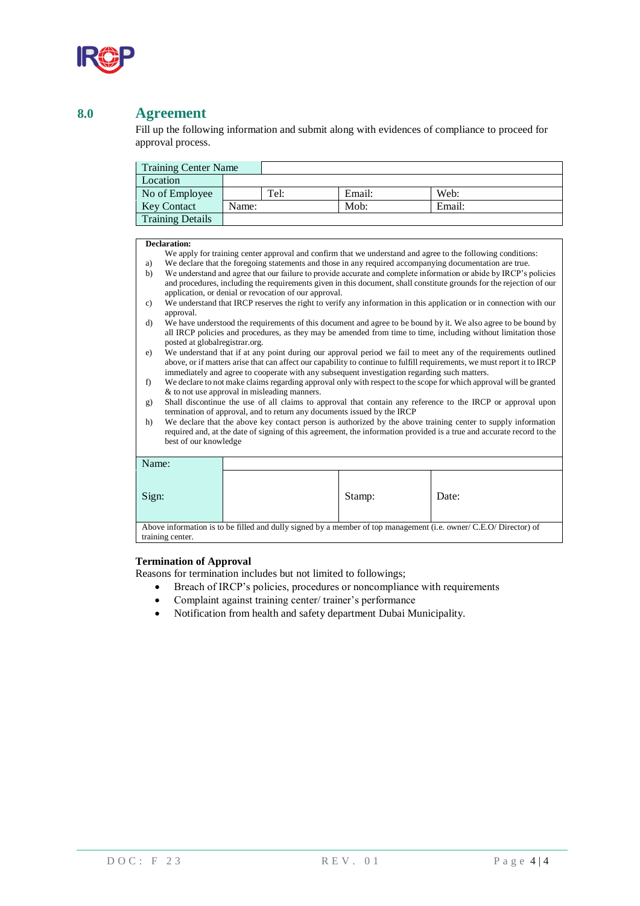## 8.0 Agreement

Fill up the following information and submit along with evidences of compliance to proceed for approval process.

| | | | | |
|---|---|---|---|---|
| Training Center Name | | | | |
| Location | | | | |
| No of Employee | | Tel: | Email: | Web: |
| Key Contact | Name: | | Mob: | Email: |
| Training Details | | | | |

**Declaration:**

We apply for training center approval and confirm that we understand and agree to the following conditions:

a) We declare that the foregoing statements and those in any required accompanying documentation are true.

b) We understand and agree that our failure to provide accurate and complete information or abide by IRCP's policies and procedures, including the requirements given in this document, shall constitute grounds for the rejection of our application, or denial or revocation of our approval.

c) We understand that IRCP reserves the right to verify any information in this application or in connection with our approval.

d) We have understood the requirements of this document and agree to be bound by it. We also agree to be bound by all IRCP policies and procedures, as they may be amended from time to time, including without limitation those posted at globalregistrar.org.

e) We understand that if at any point during our approval period we fail to meet any of the requirements outlined above, or if matters arise that can affect our capability to continue to fulfill requirements, we must report it to IRCP immediately and agree to cooperate with any subsequent investigation regarding such matters.

f) We declare to not make claims regarding approval only with respect to the scope for which approval will be granted & to not use approval in misleading manners.

g) Shall discontinue the use of all claims to approval that contain any reference to the IRCP or approval upon termination of approval, and to return any documents issued by the IRCP

h) We declare that the above key contact person is authorized by the above training center to supply information required and, at the date of signing of this agreement, the information provided is a true and accurate record to the best of our knowledge

| | | | |
|---|---|---|---|
| Name: | | | |
| Sign: | | Stamp: | Date: |

Above information is to be filled and dully signed by a member of top management (i.e. owner/ C.E.O/ Director) of training center.

**Termination of Approval**

Reasons for termination includes but not limited to followings;

- Breach of IRCP's policies, procedures or noncompliance with requirements
- Complaint against training center/ trainer's performance
- Notification from health and safety department Dubai Municipality.